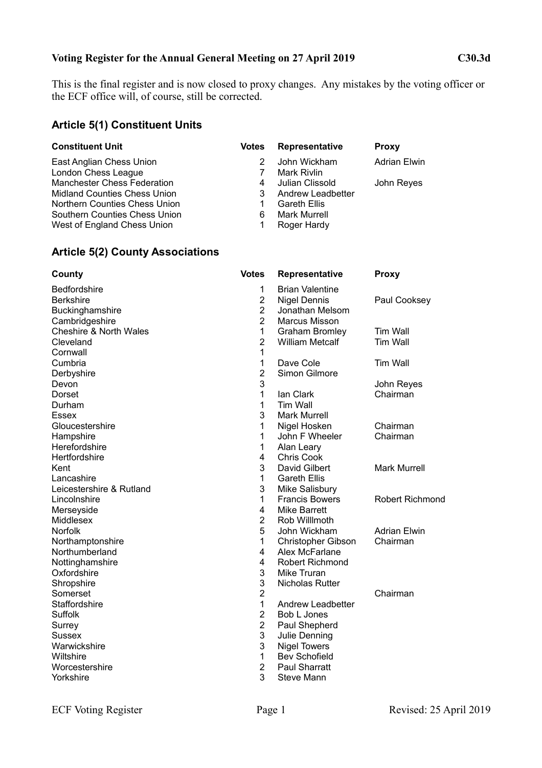**Voting Register for the Annual General Meeting on 27 April 2019** **C30.3d**

This is the final register and is now closed to proxy changes. Any mistakes by the voting officer or the ECF office will, of course, still be corrected.

## Article 5(1) Constituent Units

| Constituent Unit | Votes | Representative | Proxy |
|---|---|---|---|
| East Anglian Chess Union | 2 | John Wickham | Adrian Elwin |
| London Chess League | 7 | Mark Rivlin | |
| Manchester Chess Federation | 4 | Julian Clissold | John Reyes |
| Midland Counties Chess Union | 3 | Andrew Leadbetter | |
| Northern Counties Chess Union | 1 | Gareth Ellis | |
| Southern Counties Chess Union | 6 | Mark Murrell | |
| West of England Chess Union | 1 | Roger Hardy | |

## Article 5(2) County Associations

| County | Votes | Representative | Proxy |
|---|---|---|---|
| Bedfordshire | 1 | Brian Valentine | |
| Berkshire | 2 | Nigel Dennis | Paul Cooksey |
| Buckinghamshire | 2 | Jonathan Melsom | |
| Cambridgeshire | 2 | Marcus Misson | |
| Cheshire & North Wales | 1 | Graham Bromley | Tim Wall |
| Cleveland | 2 | William Metcalf | Tim Wall |
| Cornwall | 1 | | |
| Cumbria | 1 | Dave Cole | Tim Wall |
| Derbyshire | 2 | Simon Gilmore | |
| Devon | 3 | | John Reyes |
| Dorset | 1 | Ian Clark | Chairman |
| Durham | 1 | Tim Wall | |
| Essex | 3 | Mark Murrell | |
| Gloucestershire | 1 | Nigel Hosken | Chairman |
| Hampshire | 1 | John F Wheeler | Chairman |
| Herefordshire | 1 | Alan Leary | |
| Hertfordshire | 4 | Chris Cook | |
| Kent | 3 | David Gilbert | Mark Murrell |
| Lancashire | 1 | Gareth Ellis | |
| Leicestershire & Rutland | 3 | Mike Salisbury | |
| Lincolnshire | 1 | Francis Bowers | Robert Richmond |
| Merseyside | 4 | Mike Barrett | |
| Middlesex | 2 | Rob Willlmoth | |
| Norfolk | 5 | John Wickham | Adrian Elwin |
| Northamptonshire | 1 | Christopher Gibson | Chairman |
| Northumberland | 4 | Alex McFarlane | |
| Nottinghamshire | 4 | Robert Richmond | |
| Oxfordshire | 3 | Mike Truran | |
| Shropshire | 3 | Nicholas Rutter | |
| Somerset | 2 | | Chairman |
| Staffordshire | 1 | Andrew Leadbetter | |
| Suffolk | 2 | Bob L Jones | |
| Surrey | 2 | Paul Shepherd | |
| Sussex | 3 | Julie Denning | |
| Warwickshire | 3 | Nigel Towers | |
| Wiltshire | 1 | Bev Schofield | |
| Worcestershire | 2 | Paul Sharratt | |
| Yorkshire | 3 | Steve Mann | |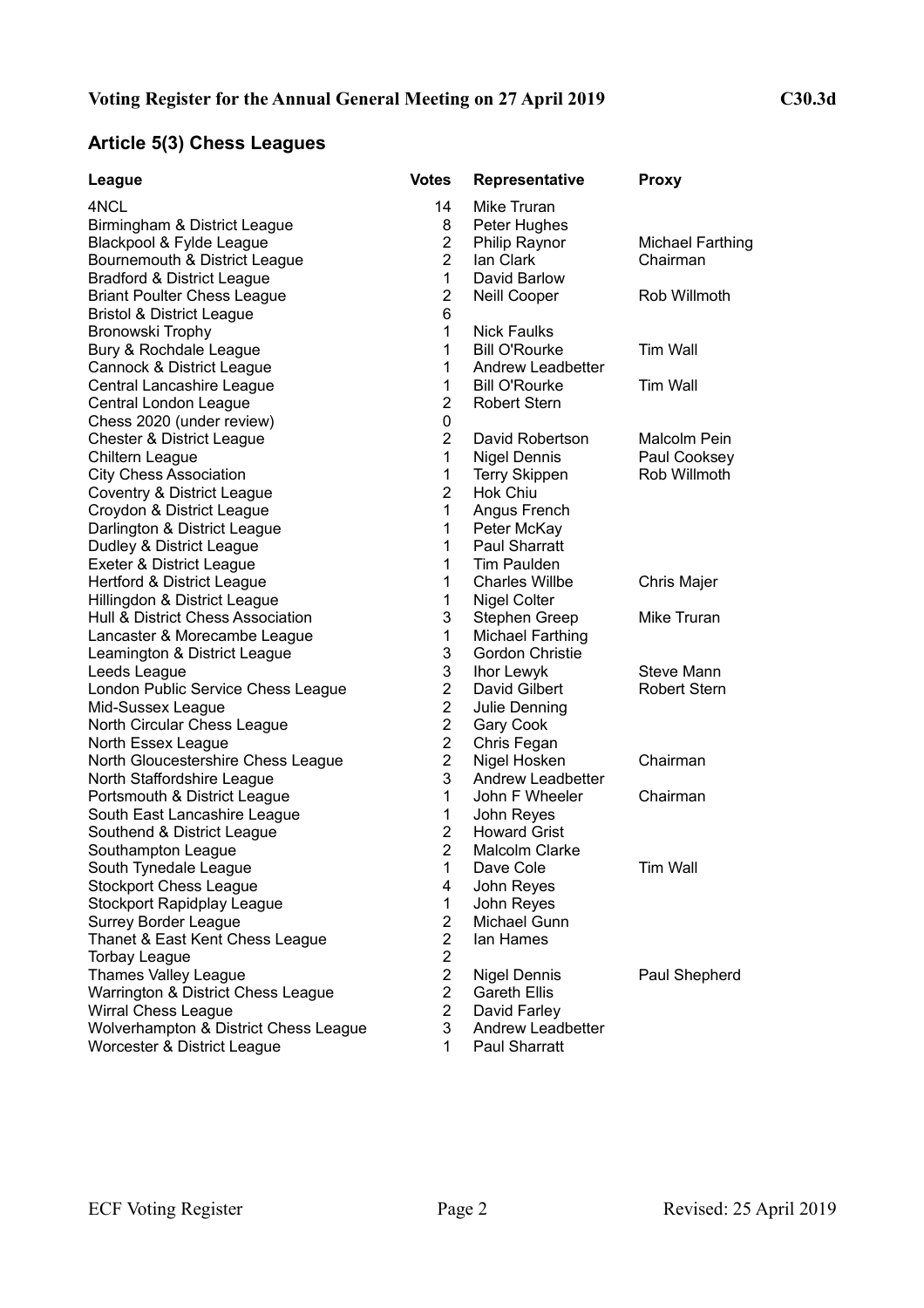**Voting Register for the Annual General Meeting on 27 April 2019** **C30.3d**

## Article 5(3) Chess Leagues

| League | Votes | Representative | Proxy |
|---|---|---|---|
| 4NCL | 14 | Mike Truran | |
| Birmingham & District League | 8 | Peter Hughes | |
| Blackpool & Fylde League | 2 | Philip Raynor | Michael Farthing |
| Bournemouth & District League | 2 | Ian Clark | Chairman |
| Bradford & District League | 1 | David Barlow | |
| Briant Poulter Chess League | 2 | Neill Cooper | Rob Willmoth |
| Bristol & District League | 6 | | |
| Bronowski Trophy | 1 | Nick Faulks | |
| Bury & Rochdale League | 1 | Bill O'Rourke | Tim Wall |
| Cannock & District League | 1 | Andrew Leadbetter | |
| Central Lancashire League | 1 | Bill O'Rourke | Tim Wall |
| Central London League | 2 | Robert Stern | |
| Chess 2020 (under review) | 0 | | |
| Chester & District League | 2 | David Robertson | Malcolm Pein |
| Chiltern League | 1 | Nigel Dennis | Paul Cooksey |
| City Chess Association | 1 | Terry Skippen | Rob Willmoth |
| Coventry & District League | 2 | Hok Chiu | |
| Croydon & District League | 1 | Angus French | |
| Darlington & District League | 1 | Peter McKay | |
| Dudley & District League | 1 | Paul Sharratt | |
| Exeter & District League | 1 | Tim Paulden | |
| Hertford & District League | 1 | Charles Willbe | Chris Majer |
| Hillingdon & District League | 1 | Nigel Colter | |
| Hull & District Chess Association | 3 | Stephen Greep | Mike Truran |
| Lancaster & Morecambe League | 1 | Michael Farthing | |
| Leamington & District League | 3 | Gordon Christie | |
| Leeds League | 3 | Ihor Lewyk | Steve Mann |
| London Public Service Chess League | 2 | David Gilbert | Robert Stern |
| Mid-Sussex League | 2 | Julie Denning | |
| North Circular Chess League | 2 | Gary Cook | |
| North Essex League | 2 | Chris Fegan | |
| North Gloucestershire Chess League | 2 | Nigel Hosken | Chairman |
| North Staffordshire League | 3 | Andrew Leadbetter | |
| Portsmouth & District League | 1 | John F Wheeler | Chairman |
| South East Lancashire League | 1 | John Reyes | |
| Southend & District League | 2 | Howard Grist | |
| Southampton League | 2 | Malcolm Clarke | |
| South Tynedale League | 1 | Dave Cole | Tim Wall |
| Stockport Chess League | 4 | John Reyes | |
| Stockport Rapidplay League | 1 | John Reyes | |
| Surrey Border League | 2 | Michael Gunn | |
| Thanet & East Kent Chess League | 2 | Ian Hames | |
| Torbay League | 2 | | |
| Thames Valley League | 2 | Nigel Dennis | Paul Shepherd |
| Warrington & District Chess League | 2 | Gareth Ellis | |
| Wirral Chess League | 2 | David Farley | |
| Wolverhampton & District Chess League | 3 | Andrew Leadbetter | |
| Worcester & District League | 1 | Paul Sharratt | |

ECF Voting Register Revised: 25 April 2019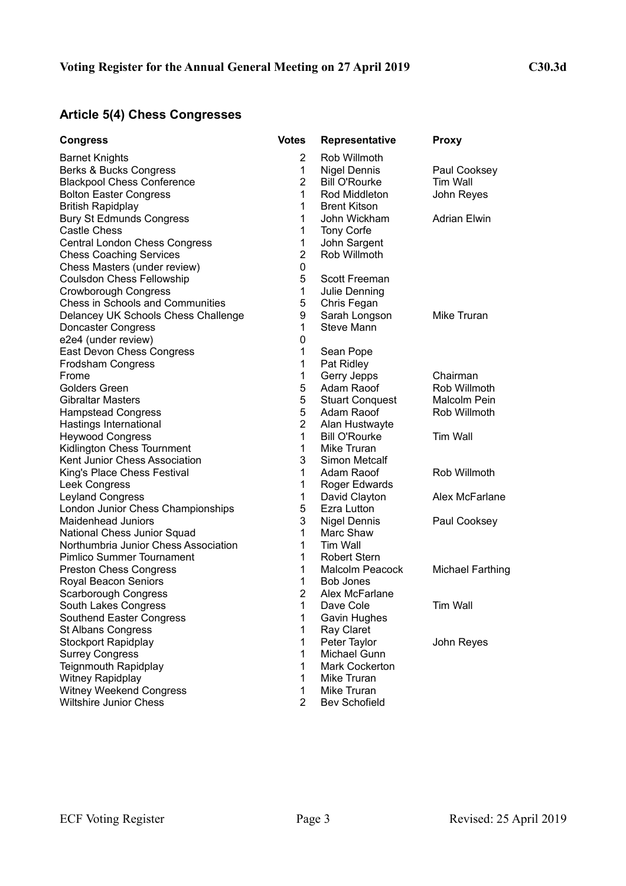## Voting Register for the Annual General Meeting on 27 April 2019 C30.3d

### Article 5(4) Chess Congresses

| Congress | Votes | Representative | Proxy |
|---|---|---|---|
| Barnet Knights | 2 | Rob Willmoth | |
| Berks & Bucks Congress | 1 | Nigel Dennis | Paul Cooksey |
| Blackpool Chess Conference | 2 | Bill O'Rourke | Tim Wall |
| Bolton Easter Congress | 1 | Rod Middleton | John Reyes |
| British Rapidplay | 1 | Brent Kitson | |
| Bury St Edmunds Congress | 1 | John Wickham | Adrian Elwin |
| Castle Chess | 1 | Tony Corfe | |
| Central London Chess Congress | 1 | John Sargent | |
| Chess Coaching Services | 2 | Rob Willmoth | |
| Chess Masters (under review) | 0 | | |
| Coulsdon Chess Fellowship | 5 | Scott Freeman | |
| Crowborough Congress | 1 | Julie Denning | |
| Chess in Schools and Communities | 5 | Chris Fegan | |
| Delancey UK Schools Chess Challenge | 9 | Sarah Longson | Mike Truran |
| Doncaster Congress | 1 | Steve Mann | |
| e2e4 (under review) | 0 | | |
| East Devon Chess Congress | 1 | Sean Pope | |
| Frodsham Congress | 1 | Pat Ridley | |
| Frome | 1 | Gerry Jepps | Chairman |
| Golders Green | 5 | Adam Raoof | Rob Willmoth |
| Gibraltar Masters | 5 | Stuart Conquest | Malcolm Pein |
| Hampstead Congress | 5 | Adam Raoof | Rob Willmoth |
| Hastings International | 2 | Alan Hustwayte | |
| Heywood Congress | 1 | Bill O'Rourke | Tim Wall |
| Kidlington Chess Tournment | 1 | Mike Truran | |
| Kent Junior Chess Association | 3 | Simon Metcalf | |
| King's Place Chess Festival | 1 | Adam Raoof | Rob Willmoth |
| Leek Congress | 1 | Roger Edwards | |
| Leyland Congress | 1 | David Clayton | Alex McFarlane |
| London Junior Chess Championships | 5 | Ezra Lutton | |
| Maidenhead Juniors | 3 | Nigel Dennis | Paul Cooksey |
| National Chess Junior Squad | 1 | Marc Shaw | |
| Northumbria Junior Chess Association | 1 | Tim Wall | |
| Pimlico Summer Tournament | 1 | Robert Stern | |
| Preston Chess Congress | 1 | Malcolm Peacock | Michael Farthing |
| Royal Beacon Seniors | 1 | Bob Jones | |
| Scarborough Congress | 2 | Alex McFarlane | |
| South Lakes Congress | 1 | Dave Cole | Tim Wall |
| Southend Easter Congress | 1 | Gavin Hughes | |
| St Albans Congress | 1 | Ray Claret | |
| Stockport Rapidplay | 1 | Peter Taylor | John Reyes |
| Surrey Congress | 1 | Michael Gunn | |
| Teignmouth Rapidplay | 1 | Mark Cockerton | |
| Witney Rapidplay | 1 | Mike Truran | |
| Witney Weekend Congress | 1 | Mike Truran | |
| Wiltshire Junior Chess | 2 | Bev Schofield | |

ECF Voting Register Revised: 25 April 2019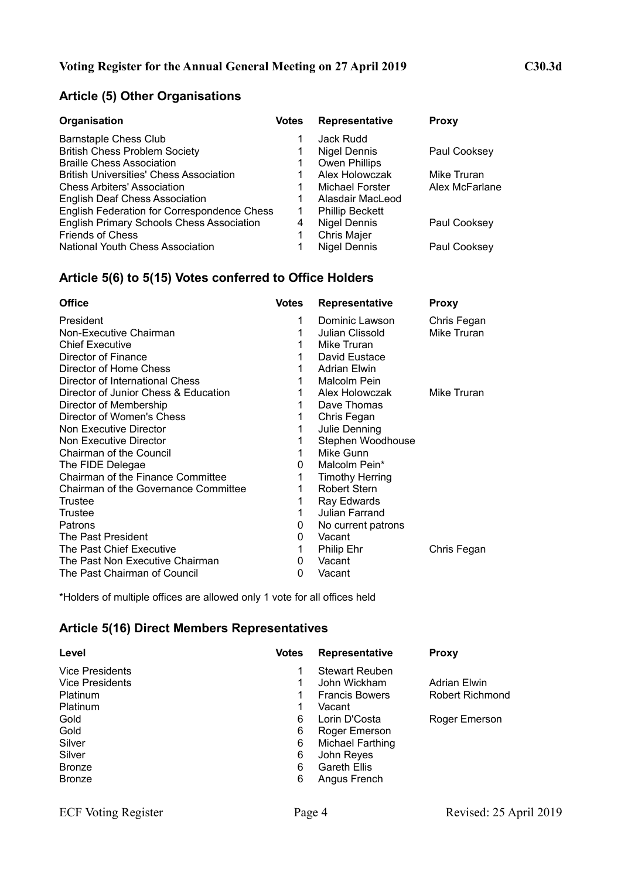**Voting Register for the Annual General Meeting on 27 April 2019** **C30.3d**

## Article (5) Other Organisations

| Organisation | Votes | Representative | Proxy |
|---|---|---|---|
| Barnstaple Chess Club | 1 | Jack Rudd | |
| British Chess Problem Society | 1 | Nigel Dennis | Paul Cooksey |
| Braille Chess Association | 1 | Owen Phillips | |
| British Universities' Chess Association | 1 | Alex Holowczak | Mike Truran |
| Chess Arbiters' Association | 1 | Michael Forster | Alex McFarlane |
| English Deaf Chess Association | 1 | Alasdair MacLeod | |
| English Federation for Correspondence Chess | 1 | Phillip Beckett | |
| English Primary Schools Chess Association | 4 | Nigel Dennis | Paul Cooksey |
| Friends of Chess | 1 | Chris Majer | |
| National Youth Chess Association | 1 | Nigel Dennis | Paul Cooksey |

## Article 5(6) to 5(15) Votes conferred to Office Holders

| Office | Votes | Representative | Proxy |
|---|---|---|---|
| President | 1 | Dominic Lawson | Chris Fegan |
| Non-Executive Chairman | 1 | Julian Clissold | Mike Truran |
| Chief Executive | 1 | Mike Truran | |
| Director of Finance | 1 | David Eustace | |
| Director of Home Chess | 1 | Adrian Elwin | |
| Director of International Chess | 1 | Malcolm Pein | |
| Director of Junior Chess & Education | 1 | Alex Holowczak | Mike Truran |
| Director of Membership | 1 | Dave Thomas | |
| Director of Women's Chess | 1 | Chris Fegan | |
| Non Executive Director | 1 | Julie Denning | |
| Non Executive Director | 1 | Stephen Woodhouse | |
| Chairman of the Council | 1 | Mike Gunn | |
| The FIDE Delegae | 0 | Malcolm Pein* | |
| Chairman of the Finance Committee | 1 | Timothy Herring | |
| Chairman of the Governance Committee | 1 | Robert Stern | |
| Trustee | 1 | Ray Edwards | |
| Trustee | 1 | Julian Farrand | |
| Patrons | 0 | No current patrons | |
| The Past President | 0 | Vacant | |
| The Past Chief Executive | 1 | Philip Ehr | Chris Fegan |
| The Past Non Executive Chairman | 0 | Vacant | |
| The Past Chairman of Council | 0 | Vacant | |

*Holders of multiple offices are allowed only 1 vote for all offices held

## Article 5(16) Direct Members Representatives

| Level | Votes | Representative | Proxy |
|---|---|---|---|
| Vice Presidents | 1 | Stewart Reuben | |
| Vice Presidents | 1 | John Wickham | Adrian Elwin |
| Platinum | 1 | Francis Bowers | Robert Richmond |
| Platinum | 1 | Vacant | |
| Gold | 6 | Lorin D'Costa | Roger Emerson |
| Gold | 6 | Roger Emerson | |
| Silver | 6 | Michael Farthing | |
| Silver | 6 | John Reyes | |
| Bronze | 6 | Gareth Ellis | |
| Bronze | 6 | Angus French | |

ECF Voting Register Revised: 25 April 2019